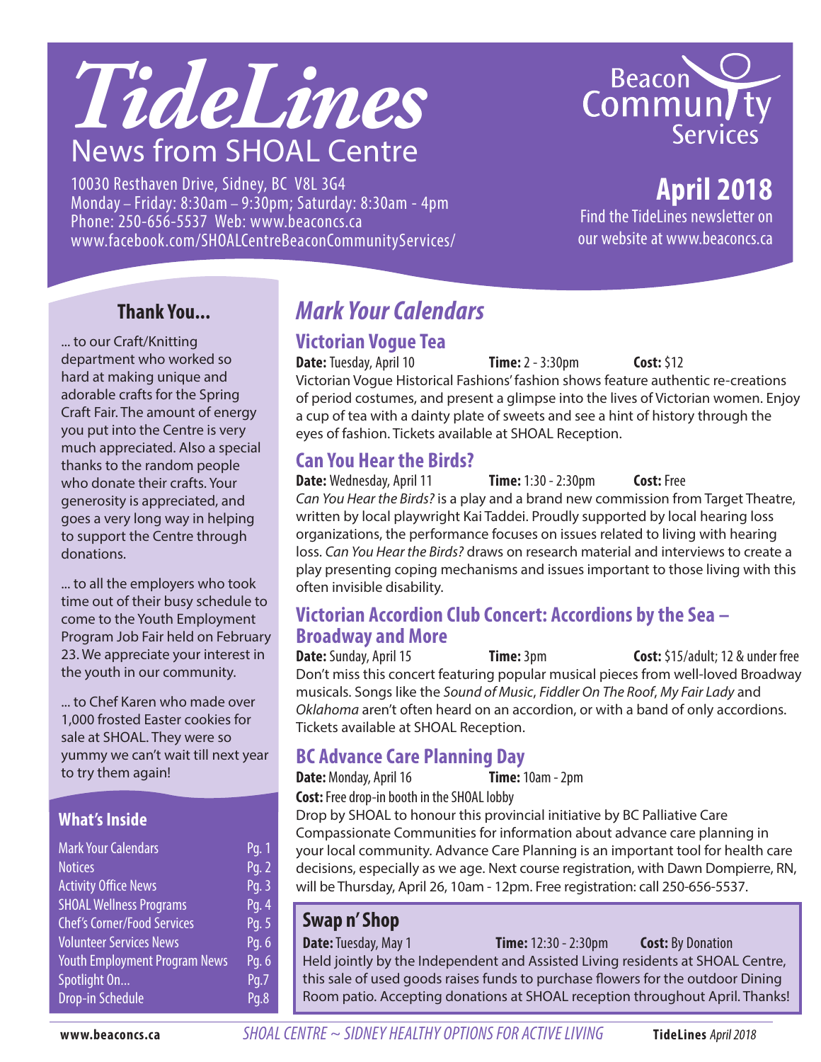# TideLines

## News from SHOAL Centre

10030 Resthaven Drive, Sidney, BC V8L 3G4
Monday – Friday: 8:30am – 9:30pm; Saturday: 8:30am - 4pm
Phone: 250-656-5537 Web: www.beaconcs.ca
www.facebook.com/SHOALCentreBeaconCommunityServices/

Beacon Community Services

**April 2018**

Find the TideLines newsletter on our website at www.beaconcs.ca

### Thank You...

... to our Craft/Knitting department who worked so hard at making unique and adorable crafts for the Spring Craft Fair. The amount of energy you put into the Centre is very much appreciated. Also a special thanks to the random people who donate their crafts. Your generosity is appreciated, and goes a very long way in helping to support the Centre through donations.

... to all the employers who took time out of their busy schedule to come to the Youth Employment Program Job Fair held on February 23. We appreciate your interest in the youth in our community.

... to Chef Karen who made over 1,000 frosted Easter cookies for sale at SHOAL. They were so yummy we can't wait till next year to try them again!

### What's Inside

| | |
|---|---|
| Mark Your Calendars | Pg. 1 |
| Notices | Pg. 2 |
| Activity Office News | Pg. 3 |
| SHOAL Wellness Programs | Pg. 4 |
| Chef's Corner/Food Services | Pg. 5 |
| Volunteer Services News | Pg. 6 |
| Youth Employment Program News | Pg. 6 |
| Spotlight On... | Pg.7 |
| Drop-in Schedule | Pg.8 |

## *Mark Your Calendars*

### Victorian Vogue Tea

**Date:** Tuesday, April 10 **Time:** 2 - 3:30pm **Cost:** $12

Victorian Vogue Historical Fashions' fashion shows feature authentic re-creations of period costumes, and present a glimpse into the lives of Victorian women. Enjoy a cup of tea with a dainty plate of sweets and see a hint of history through the eyes of fashion. Tickets available at SHOAL Reception.

### Can You Hear the Birds?

**Date:** Wednesday, April 11 **Time:** 1:30 - 2:30pm **Cost:** Free

*Can You Hear the Birds?* is a play and a brand new commission from Target Theatre, written by local playwright Kai Taddei. Proudly supported by local hearing loss organizations, the performance focuses on issues related to living with hearing loss. *Can You Hear the Birds?* draws on research material and interviews to create a play presenting coping mechanisms and issues important to those living with this often invisible disability.

### Victorian Accordion Club Concert: Accordions by the Sea – Broadway and More

**Date:** Sunday, April 15 **Time:** 3pm **Cost:** $15/adult; 12 & under free

Don't miss this concert featuring popular musical pieces from well-loved Broadway musicals. Songs like the *Sound of Music*, *Fiddler On The Roof*, *My Fair Lady* and *Oklahoma* aren't often heard on an accordion, or with a band of only accordions. Tickets available at SHOAL Reception.

### BC Advance Care Planning Day

**Date:** Monday, April 16 **Time:** 10am - 2pm

**Cost:** Free drop-in booth in the SHOAL lobby

Drop by SHOAL to honour this provincial initiative by BC Palliative Care Compassionate Communities for information about advance care planning in your local community. Advance Care Planning is an important tool for health care decisions, especially as we age. Next course registration, with Dawn Dompierre, RN, will be Thursday, April 26, 10am - 12pm. Free registration: call 250-656-5537.

### Swap n' Shop

**Date:** Tuesday, May 1 **Time:** 12:30 - 2:30pm **Cost:** By Donation

Held jointly by the Independent and Assisted Living residents at SHOAL Centre, this sale of used goods raises funds to purchase flowers for the outdoor Dining Room patio. Accepting donations at SHOAL reception throughout April. Thanks!

*SHOAL CENTRE ~ SIDNEY HEALTHY OPTIONS FOR ACTIVE LIVING*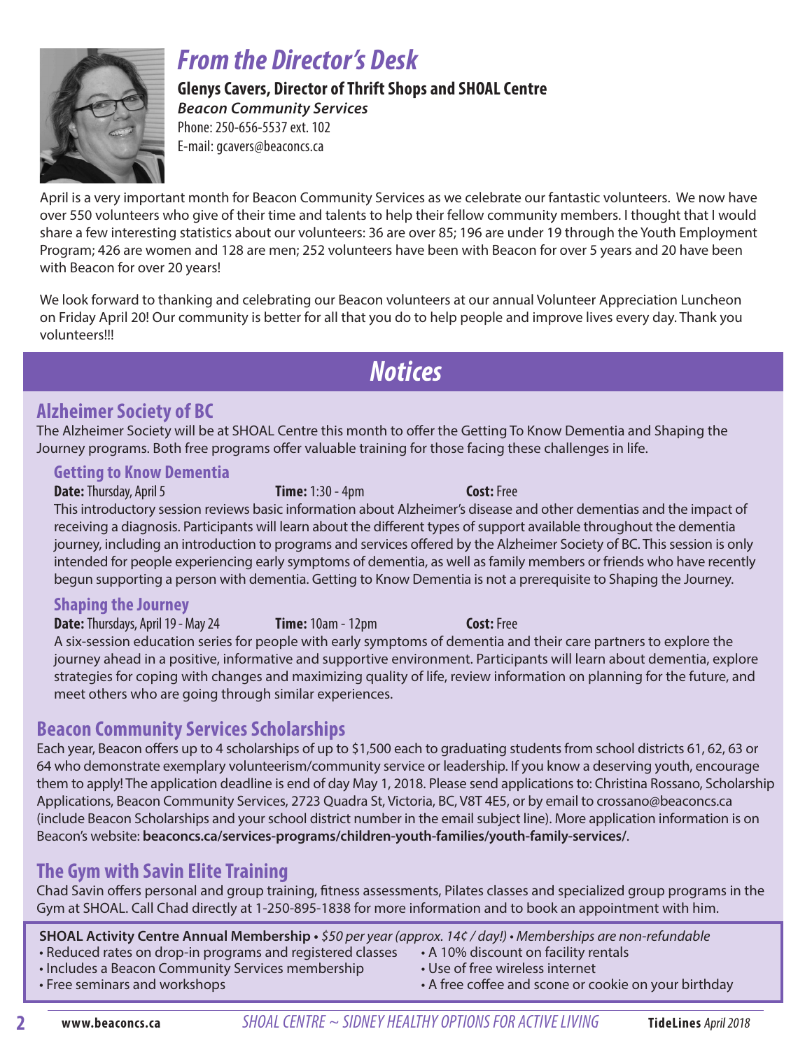# From the Director's Desk

**Glenys Cavers, Director of Thrift Shops and SHOAL Centre**
***Beacon Community Services***
Phone: 250-656-5537 ext. 102
E-mail: gcavers@beaconcs.ca

April is a very important month for Beacon Community Services as we celebrate our fantastic volunteers. We now have over 550 volunteers who give of their time and talents to help their fellow community members. I thought that I would share a few interesting statistics about our volunteers: 36 are over 85; 196 are under 19 through the Youth Employment Program; 426 are women and 128 are men; 252 volunteers have been with Beacon for over 5 years and 20 have been with Beacon for over 20 years!

We look forward to thanking and celebrating our Beacon volunteers at our annual Volunteer Appreciation Luncheon on Friday April 20! Our community is better for all that you do to help people and improve lives every day. Thank you volunteers!!!

# Notices

## Alzheimer Society of BC

The Alzheimer Society will be at SHOAL Centre this month to offer the Getting To Know Dementia and Shaping the Journey programs. Both free programs offer valuable training for those facing these challenges in life.

### Getting to Know Dementia

**Date:** Thursday, April 5 **Time:** 1:30 - 4pm **Cost:** Free

This introductory session reviews basic information about Alzheimer's disease and other dementias and the impact of receiving a diagnosis. Participants will learn about the different types of support available throughout the dementia journey, including an introduction to programs and services offered by the Alzheimer Society of BC. This session is only intended for people experiencing early symptoms of dementia, as well as family members or friends who have recently begun supporting a person with dementia. Getting to Know Dementia is not a prerequisite to Shaping the Journey.

### Shaping the Journey

**Date:** Thursdays, April 19 - May 24 **Time:** 10am - 12pm **Cost:** Free

A six-session education series for people with early symptoms of dementia and their care partners to explore the journey ahead in a positive, informative and supportive environment. Participants will learn about dementia, explore strategies for coping with changes and maximizing quality of life, review information on planning for the future, and meet others who are going through similar experiences.

## Beacon Community Services Scholarships

Each year, Beacon offers up to 4 scholarships of up to $1,500 each to graduating students from school districts 61, 62, 63 or 64 who demonstrate exemplary volunteerism/community service or leadership. If you know a deserving youth, encourage them to apply! The application deadline is end of day May 1, 2018. Please send applications to: Christina Rossano, Scholarship Applications, Beacon Community Services, 2723 Quadra St, Victoria, BC, V8T 4E5, or by email to crossano@beaconcs.ca (include Beacon Scholarships and your school district number in the email subject line). More application information is on Beacon's website: **beaconcs.ca/services-programs/children-youth-families/youth-family-services/**.

## The Gym with Savin Elite Training

Chad Savin offers personal and group training, fitness assessments, Pilates classes and specialized group programs in the Gym at SHOAL. Call Chad directly at 1-250-895-1838 for more information and to book an appointment with him.

**SHOAL Activity Centre Annual Membership** • *$50 per year (approx. 14¢ / day!) • Memberships are non-refundable*

- Reduced rates on drop-in programs and registered classes
- Includes a Beacon Community Services membership
- Free seminars and workshops
- A 10% discount on facility rentals
- Use of free wireless internet
- A free coffee and scone or cookie on your birthday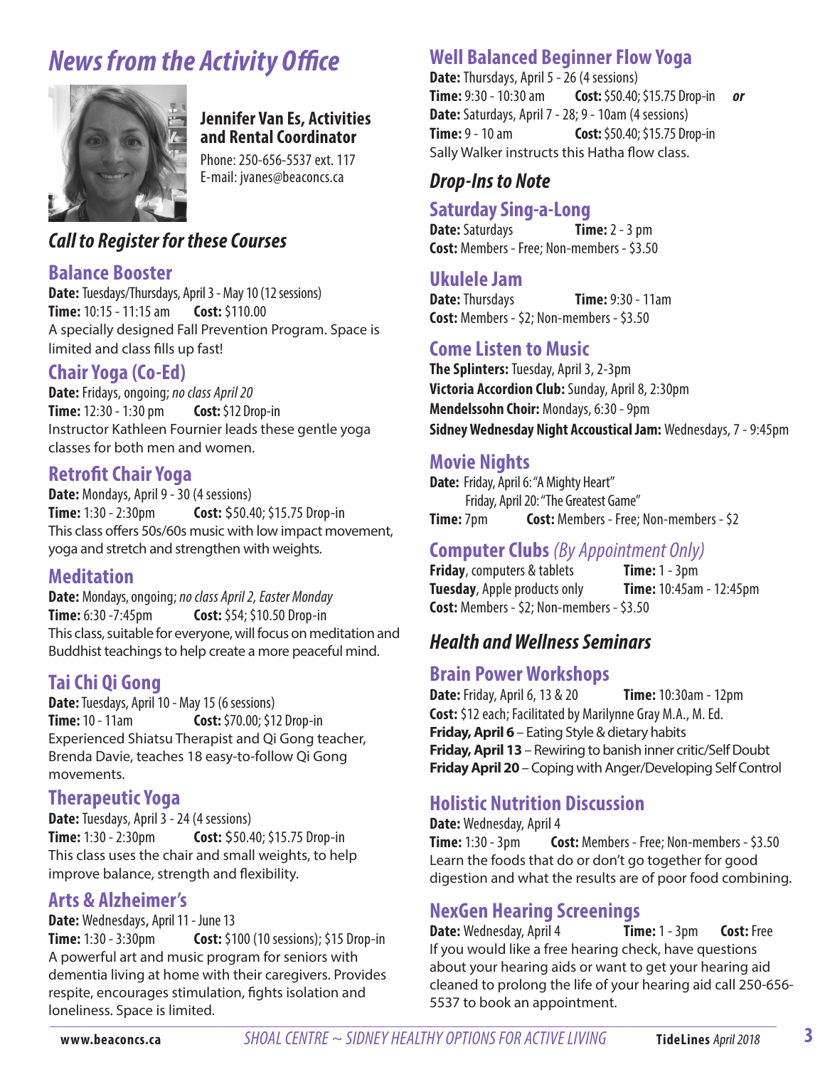# News from the Activity Office

**Jennifer Van Es, Activities and Rental Coordinator**
Phone: 250-656-5537 ext. 117
E-mail: jvanes@beaconcs.ca

## *Call to Register for these Courses*

### Balance Booster

**Date:** Tuesdays/Thursdays, April 3 - May 10 (12 sessions)
**Time:** 10:15 - 11:15 am **Cost:** $110.00
A specially designed Fall Prevention Program. Space is limited and class fills up fast!

### Chair Yoga (Co-Ed)

**Date:** Fridays, ongoing; *no class April 20*
**Time:** 12:30 - 1:30 pm **Cost:** $12 Drop-in
Instructor Kathleen Fournier leads these gentle yoga classes for both men and women.

### Retrofit Chair Yoga

**Date:** Mondays, April 9 - 30 (4 sessions)
**Time:** 1:30 - 2:30pm **Cost:** $50.40; $15.75 Drop-in
This class offers 50s/60s music with low impact movement, yoga and stretch and strengthen with weights.

### Meditation

**Date:** Mondays, ongoing; *no class April 2, Easter Monday*
**Time:** 6:30 -7:45pm **Cost:** $54; $10.50 Drop-in
This class, suitable for everyone, will focus on meditation and Buddhist teachings to help create a more peaceful mind.

### Tai Chi Qi Gong

**Date:** Tuesdays, April 10 - May 15 (6 sessions)
**Time:** 10 - 11am **Cost:** $70.00; $12 Drop-in
Experienced Shiatsu Therapist and Qi Gong teacher, Brenda Davie, teaches 18 easy-to-follow Qi Gong movements.

### Therapeutic Yoga

**Date:** Tuesdays, April 3 - 24 (4 sessions)
**Time:** 1:30 - 2:30pm **Cost:** $50.40; $15.75 Drop-in
This class uses the chair and small weights, to help improve balance, strength and flexibility.

### Arts & Alzheimer's

**Date:** Wednesdays, April 11 - June 13
**Time:** 1:30 - 3:30pm **Cost:** $100 (10 sessions); $15 Drop-in
A powerful art and music program for seniors with dementia living at home with their caregivers. Provides respite, encourages stimulation, fights isolation and loneliness. Space is limited.

### Well Balanced Beginner Flow Yoga

**Date:** Thursdays, April 5 - 26 (4 sessions)
**Time:** 9:30 - 10:30 am **Cost:** $50.40; $15.75 Drop-in ***or***
**Date:** Saturdays, April 7 - 28; 9 - 10am (4 sessions)
**Time:** 9 - 10 am **Cost:** $50.40; $15.75 Drop-in
Sally Walker instructs this Hatha flow class.

## *Drop-Ins to Note*

### Saturday Sing-a-Long

**Date:** Saturdays **Time:** 2 - 3 pm
**Cost:** Members - Free; Non-members - $3.50

### Ukulele Jam

**Date:** Thursdays **Time:** 9:30 - 11am
**Cost:** Members - $2; Non-members - $3.50

### Come Listen to Music

**The Splinters:** Tuesday, April 3, 2-3pm
**Victoria Accordion Club:** Sunday, April 8, 2:30pm
**Mendelssohn Choir:** Mondays, 6:30 - 9pm
**Sidney Wednesday Night Accoustical Jam:** Wednesdays, 7 - 9:45pm

### Movie Nights

**Date:** Friday, April 6: "A Mighty Heart"
Friday, April 20: "The Greatest Game"
**Time:** 7pm **Cost:** Members - Free; Non-members - $2

### Computer Clubs *(By Appointment Only)*

**Friday**, computers & tablets **Time:** 1 - 3pm
**Tuesday**, Apple products only **Time:** 10:45am - 12:45pm
**Cost:** Members - $2; Non-members - $3.50

## *Health and Wellness Seminars*

### Brain Power Workshops

**Date:** Friday, April 6, 13 & 20 **Time:** 10:30am - 12pm
**Cost:** $12 each; Facilitated by Marilynne Gray M.A., M. Ed.
**Friday, April 6** – Eating Style & dietary habits
**Friday, April 13** – Rewiring to banish inner critic/Self Doubt
**Friday April 20** – Coping with Anger/Developing Self Control

### Holistic Nutrition Discussion

**Date:** Wednesday, April 4
**Time:** 1:30 - 3pm **Cost:** Members - Free; Non-members - $3.50
Learn the foods that do or don't go together for good digestion and what the results are of poor food combining.

### NexGen Hearing Screenings

**Date:** Wednesday, April 4 **Time:** 1 - 3pm **Cost:** Free
If you would like a free hearing check, have questions about your hearing aids or want to get your hearing aid cleaned to prolong the life of your hearing aid call 250-656-5537 to book an appointment.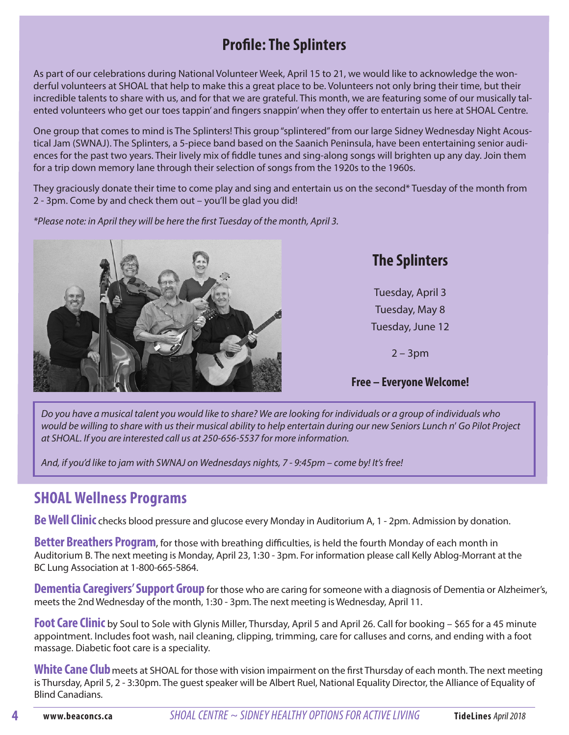## Profile: The Splinters

As part of our celebrations during National Volunteer Week, April 15 to 21, we would like to acknowledge the wonderful volunteers at SHOAL that help to make this a great place to be. Volunteers not only bring their time, but their incredible talents to share with us, and for that we are grateful. This month, we are featuring some of our musically talented volunteers who get our toes tappin' and fingers snappin' when they offer to entertain us here at SHOAL Centre.

One group that comes to mind is The Splinters! This group "splintered" from our large Sidney Wednesday Night Acoustical Jam (SWNAJ). The Splinters, a 5-piece band based on the Saanich Peninsula, have been entertaining senior audiences for the past two years. Their lively mix of fiddle tunes and sing-along songs will brighten up any day. Join them for a trip down memory lane through their selection of songs from the 1920s to the 1960s.

They graciously donate their time to come play and sing and entertain us on the second* Tuesday of the month from 2 - 3pm. Come by and check them out – you'll be glad you did!

*\*Please note: in April they will be here the first Tuesday of the month, April 3.*

### The Splinters

Tuesday, April 3
Tuesday, May 8
Tuesday, June 12

2 – 3pm

**Free – Everyone Welcome!**

*Do you have a musical talent you would like to share? We are looking for individuals or a group of individuals who would be willing to share with us their musical ability to help entertain during our new Seniors Lunch n' Go Pilot Project at SHOAL. If you are interested call us at 250-656-5537 for more information.*

*And, if you'd like to jam with SWNAJ on Wednesdays nights, 7 - 9:45pm – come by! It's free!*

## SHOAL Wellness Programs

**Be Well Clinic** checks blood pressure and glucose every Monday in Auditorium A, 1 - 2pm. Admission by donation.

**Better Breathers Program**, for those with breathing difficulties, is held the fourth Monday of each month in Auditorium B. The next meeting is Monday, April 23, 1:30 - 3pm. For information please call Kelly Ablog-Morrant at the BC Lung Association at 1-800-665-5864.

**Dementia Caregivers' Support Group** for those who are caring for someone with a diagnosis of Dementia or Alzheimer's, meets the 2nd Wednesday of the month, 1:30 - 3pm. The next meeting is Wednesday, April 11.

**Foot Care Clinic** by Soul to Sole with Glynis Miller, Thursday, April 5 and April 26. Call for booking – $65 for a 45 minute appointment. Includes foot wash, nail cleaning, clipping, trimming, care for calluses and corns, and ending with a foot massage. Diabetic foot care is a speciality.

**White Cane Club** meets at SHOAL for those with vision impairment on the first Thursday of each month. The next meeting is Thursday, April 5, 2 - 3:30pm. The guest speaker will be Albert Ruel, National Equality Director, the Alliance of Equality of Blind Canadians.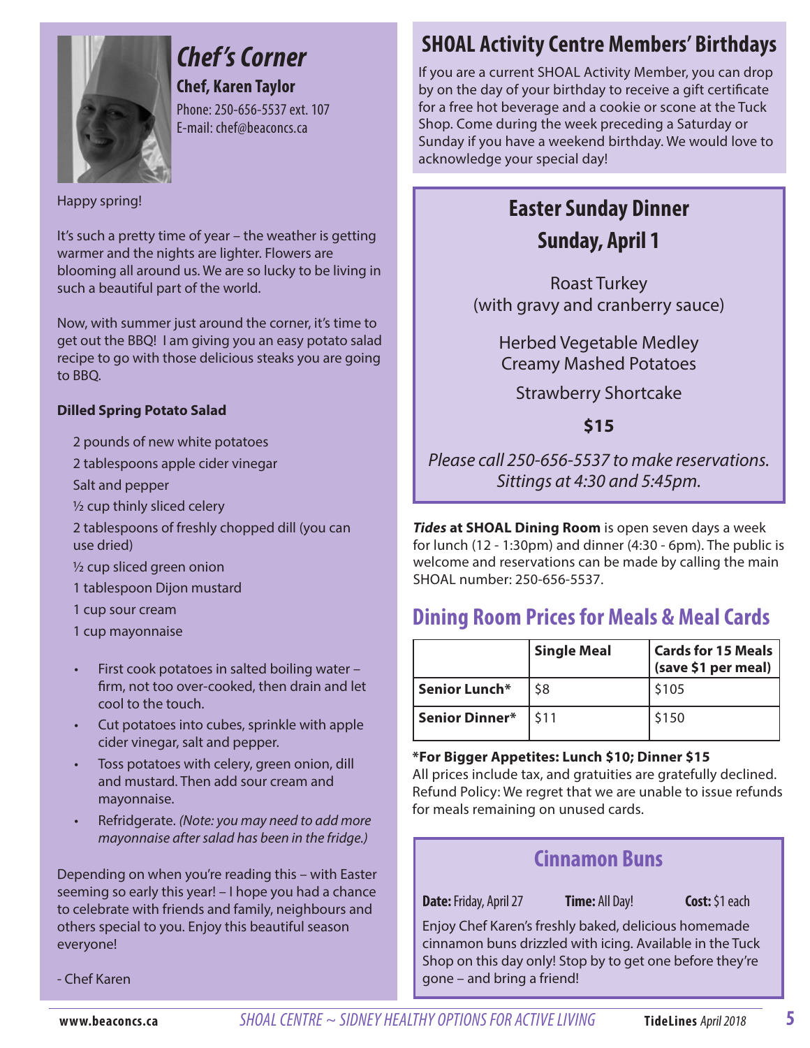# Chef's Corner

**Chef, Karen Taylor**

Phone: 250-656-5537 ext. 107
E-mail: chef@beaconcs.ca

Happy spring!

It's such a pretty time of year – the weather is getting warmer and the nights are lighter. Flowers are blooming all around us. We are so lucky to be living in such a beautiful part of the world.

Now, with summer just around the corner, it's time to get out the BBQ! I am giving you an easy potato salad recipe to go with those delicious steaks you are going to BBQ.

**Dilled Spring Potato Salad**

2 pounds of new white potatoes
2 tablespoons apple cider vinegar
Salt and pepper
½ cup thinly sliced celery
2 tablespoons of freshly chopped dill (you can use dried)
½ cup sliced green onion
1 tablespoon Dijon mustard
1 cup sour cream
1 cup mayonnaise

- First cook potatoes in salted boiling water – firm, not too over-cooked, then drain and let cool to the touch.
- Cut potatoes into cubes, sprinkle with apple cider vinegar, salt and pepper.
- Toss potatoes with celery, green onion, dill and mustard. Then add sour cream and mayonnaise.
- Refridgerate. *(Note: you may need to add more mayonnaise after salad has been in the fridge.)*

Depending on when you're reading this – with Easter seeming so early this year! – I hope you had a chance to celebrate with friends and family, neighbours and others special to you. Enjoy this beautiful season everyone!

- Chef Karen

## SHOAL Activity Centre Members' Birthdays

If you are a current SHOAL Activity Member, you can drop by on the day of your birthday to receive a gift certificate for a free hot beverage and a cookie or scone at the Tuck Shop. Come during the week preceding a Saturday or Sunday if you have a weekend birthday. We would love to acknowledge your special day!

## Easter Sunday Dinner
## Sunday, April 1

Roast Turkey
(with gravy and cranberry sauce)

Herbed Vegetable Medley
Creamy Mashed Potatoes

Strawberry Shortcake

**$15**

*Please call 250-656-5537 to make reservations. Sittings at 4:30 and 5:45pm.*

***Tides* at SHOAL Dining Room** is open seven days a week for lunch (12 - 1:30pm) and dinner (4:30 - 6pm). The public is welcome and reservations can be made by calling the main SHOAL number: 250-656-5537.

## Dining Room Prices for Meals & Meal Cards

| | Single Meal | Cards for 15 Meals (save $1 per meal) |
|---|---|---|
| **Senior Lunch*** | $8 | $105 |
| **Senior Dinner*** | $11 | $150 |

**\*For Bigger Appetites: Lunch $10; Dinner $15**
All prices include tax, and gratuities are gratefully declined. Refund Policy: We regret that we are unable to issue refunds for meals remaining on unused cards.

## Cinnamon Buns

**Date:** Friday, April 27 **Time:** All Day! **Cost:** $1 each

Enjoy Chef Karen's freshly baked, delicious homemade cinnamon buns drizzled with icing. Available in the Tuck Shop on this day only! Stop by to get one before they're gone – and bring a friend!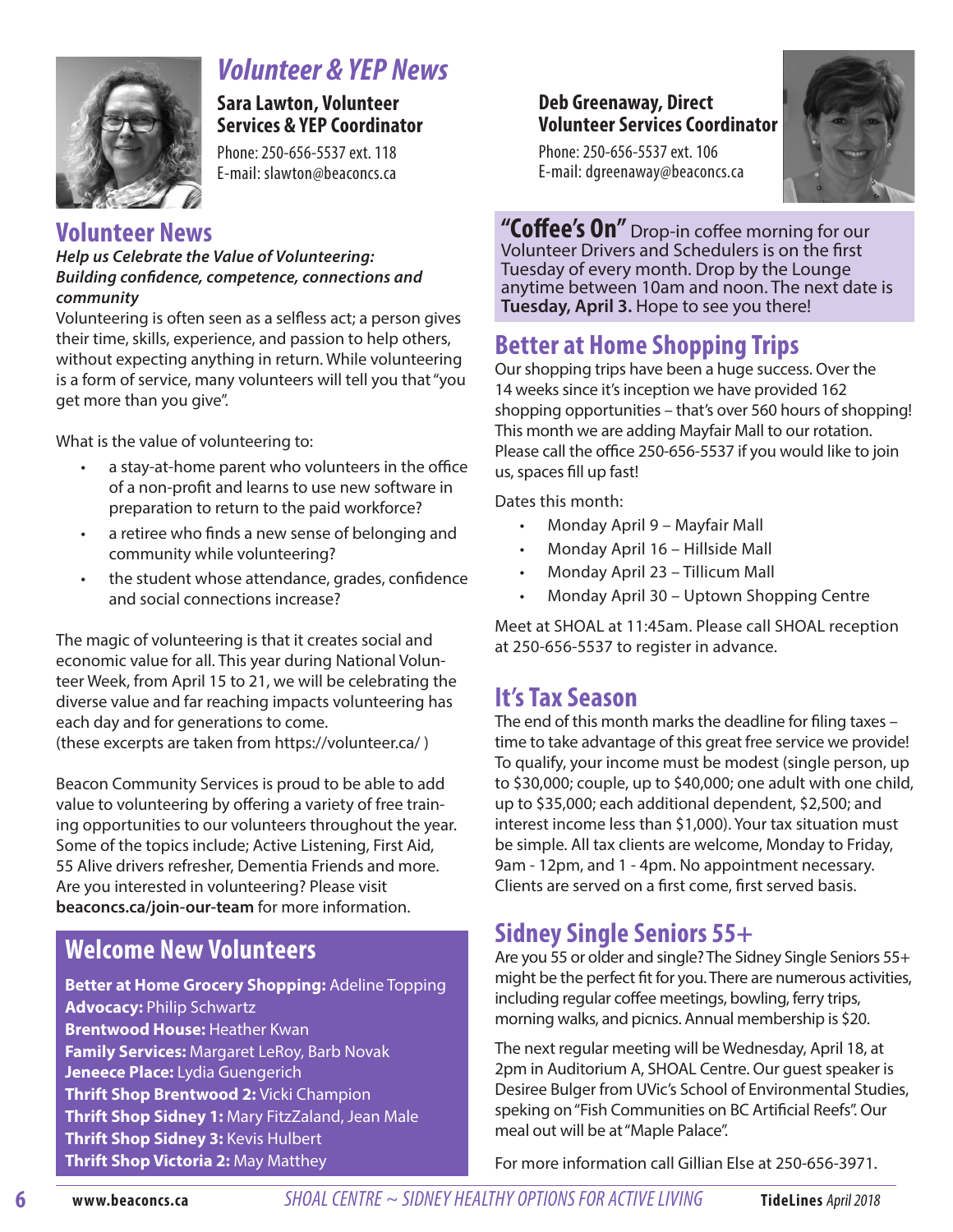# Volunteer & YEP News

**Sara Lawton, Volunteer Services & YEP Coordinator**

Phone: 250-656-5537 ext. 118
E-mail: slawton@beaconcs.ca

**Deb Greenaway, Direct Volunteer Services Coordinator**

Phone: 250-656-5537 ext. 106
E-mail: dgreenaway@beaconcs.ca

## Volunteer News

***Help us Celebrate the Value of Volunteering: Building confidence, competence, connections and community***

Volunteering is often seen as a selfless act; a person gives their time, skills, experience, and passion to help others, without expecting anything in return. While volunteering is a form of service, many volunteers will tell you that "you get more than you give".

What is the value of volunteering to:

- a stay-at-home parent who volunteers in the office of a non-profit and learns to use new software in preparation to return to the paid workforce?
- a retiree who finds a new sense of belonging and community while volunteering?
- the student whose attendance, grades, confidence and social connections increase?

The magic of volunteering is that it creates social and economic value for all. This year during National Volunteer Week, from April 15 to 21, we will be celebrating the diverse value and far reaching impacts volunteering has each day and for generations to come.
(these excerpts are taken from https://volunteer.ca/ )

Beacon Community Services is proud to be able to add value to volunteering by offering a variety of free training opportunities to our volunteers throughout the year. Some of the topics include; Active Listening, First Aid, 55 Alive drivers refresher, Dementia Friends and more. Are you interested in volunteering? Please visit **beaconcs.ca/join-our-team** for more information.

## Welcome New Volunteers

**Better at Home Grocery Shopping:** Adeline Topping
**Advocacy:** Philip Schwartz
**Brentwood House:** Heather Kwan
**Family Services:** Margaret LeRoy, Barb Novak
**Jeneece Place:** Lydia Guengerich
**Thrift Shop Brentwood 2:** Vicki Champion
**Thrift Shop Sidney 1:** Mary FitzZaland, Jean Male
**Thrift Shop Sidney 3:** Kevis Hulbert
**Thrift Shop Victoria 2:** May Matthey

**"Coffee's On"** Drop-in coffee morning for our Volunteer Drivers and Schedulers is on the first Tuesday of every month. Drop by the Lounge anytime between 10am and noon. The next date is **Tuesday, April 3.** Hope to see you there!

## Better at Home Shopping Trips

Our shopping trips have been a huge success. Over the 14 weeks since it's inception we have provided 162 shopping opportunities – that's over 560 hours of shopping! This month we are adding Mayfair Mall to our rotation. Please call the office 250-656-5537 if you would like to join us, spaces fill up fast!

Dates this month:

- Monday April 9 – Mayfair Mall
- Monday April 16 – Hillside Mall
- Monday April 23 – Tillicum Mall
- Monday April 30 – Uptown Shopping Centre

Meet at SHOAL at 11:45am. Please call SHOAL reception at 250-656-5537 to register in advance.

## It's Tax Season

The end of this month marks the deadline for filing taxes – time to take advantage of this great free service we provide! To qualify, your income must be modest (single person, up to $30,000; couple, up to $40,000; one adult with one child, up to $35,000; each additional dependent, $2,500; and interest income less than $1,000). Your tax situation must be simple. All tax clients are welcome, Monday to Friday, 9am - 12pm, and 1 - 4pm. No appointment necessary. Clients are served on a first come, first served basis.

## Sidney Single Seniors 55+

Are you 55 or older and single? The Sidney Single Seniors 55+ might be the perfect fit for you. There are numerous activities, including regular coffee meetings, bowling, ferry trips, morning walks, and picnics. Annual membership is $20.

The next regular meeting will be Wednesday, April 18, at 2pm in Auditorium A, SHOAL Centre. Our guest speaker is Desiree Bulger from UVic's School of Environmental Studies, speking on "Fish Communities on BC Artificial Reefs". Our meal out will be at "Maple Palace".

For more information call Gillian Else at 250-656-3971.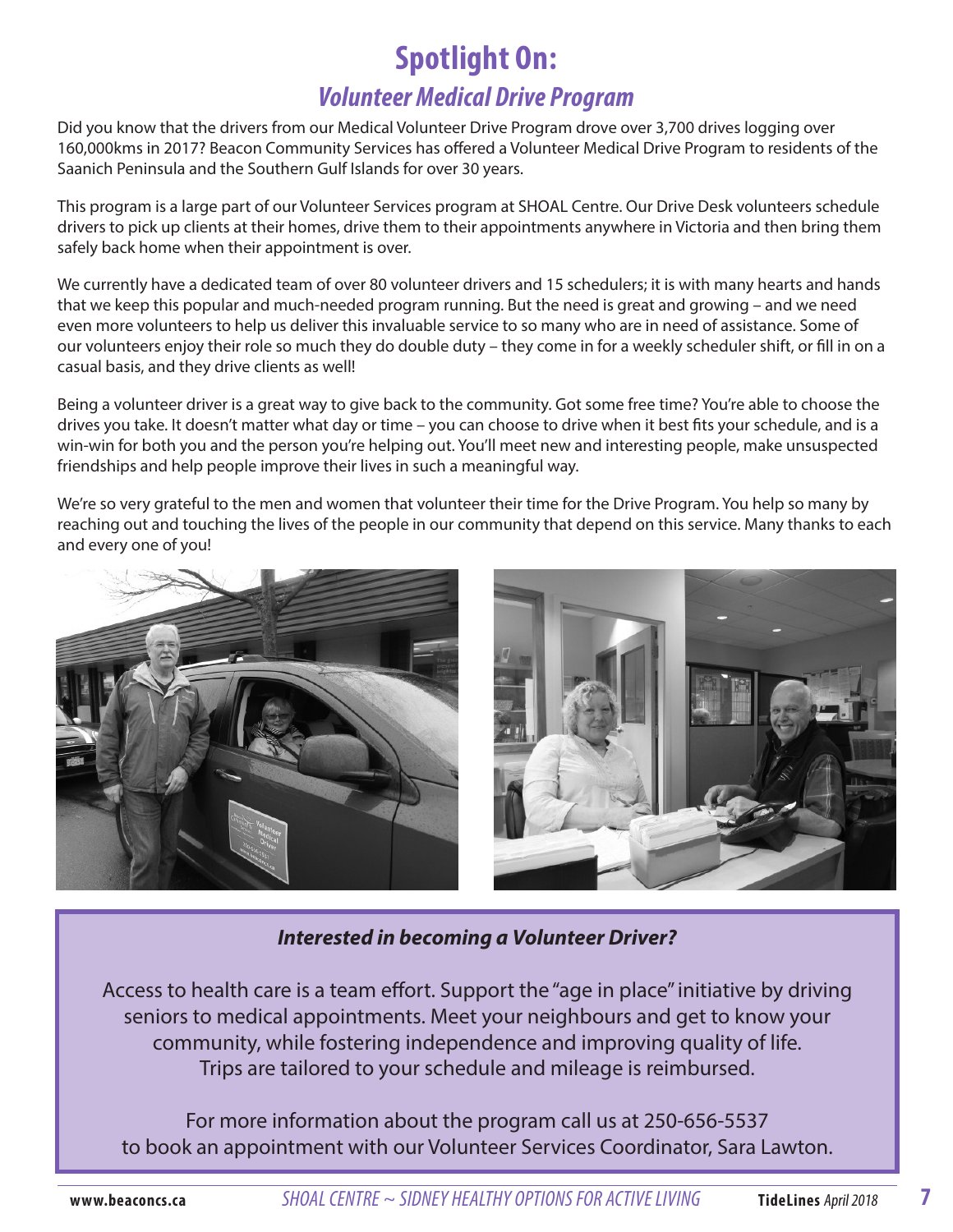# Spotlight On:

## *Volunteer Medical Drive Program*

Did you know that the drivers from our Medical Volunteer Drive Program drove over 3,700 drives logging over 160,000kms in 2017? Beacon Community Services has offered a Volunteer Medical Drive Program to residents of the Saanich Peninsula and the Southern Gulf Islands for over 30 years.

This program is a large part of our Volunteer Services program at SHOAL Centre. Our Drive Desk volunteers schedule drivers to pick up clients at their homes, drive them to their appointments anywhere in Victoria and then bring them safely back home when their appointment is over.

We currently have a dedicated team of over 80 volunteer drivers and 15 schedulers; it is with many hearts and hands that we keep this popular and much-needed program running. But the need is great and growing – and we need even more volunteers to help us deliver this invaluable service to so many who are in need of assistance. Some of our volunteers enjoy their role so much they do double duty – they come in for a weekly scheduler shift, or fill in on a casual basis, and they drive clients as well!

Being a volunteer driver is a great way to give back to the community. Got some free time? You're able to choose the drives you take. It doesn't matter what day or time – you can choose to drive when it best fits your schedule, and is a win-win for both you and the person you're helping out. You'll meet new and interesting people, make unsuspected friendships and help people improve their lives in such a meaningful way.

We're so very grateful to the men and women that volunteer their time for the Drive Program. You help so many by reaching out and touching the lives of the people in our community that depend on this service. Many thanks to each and every one of you!

***Interested in becoming a Volunteer Driver?***

Access to health care is a team effort. Support the "age in place" initiative by driving seniors to medical appointments. Meet your neighbours and get to know your community, while fostering independence and improving quality of life. Trips are tailored to your schedule and mileage is reimbursed.

For more information about the program call us at 250-656-5537 to book an appointment with our Volunteer Services Coordinator, Sara Lawton.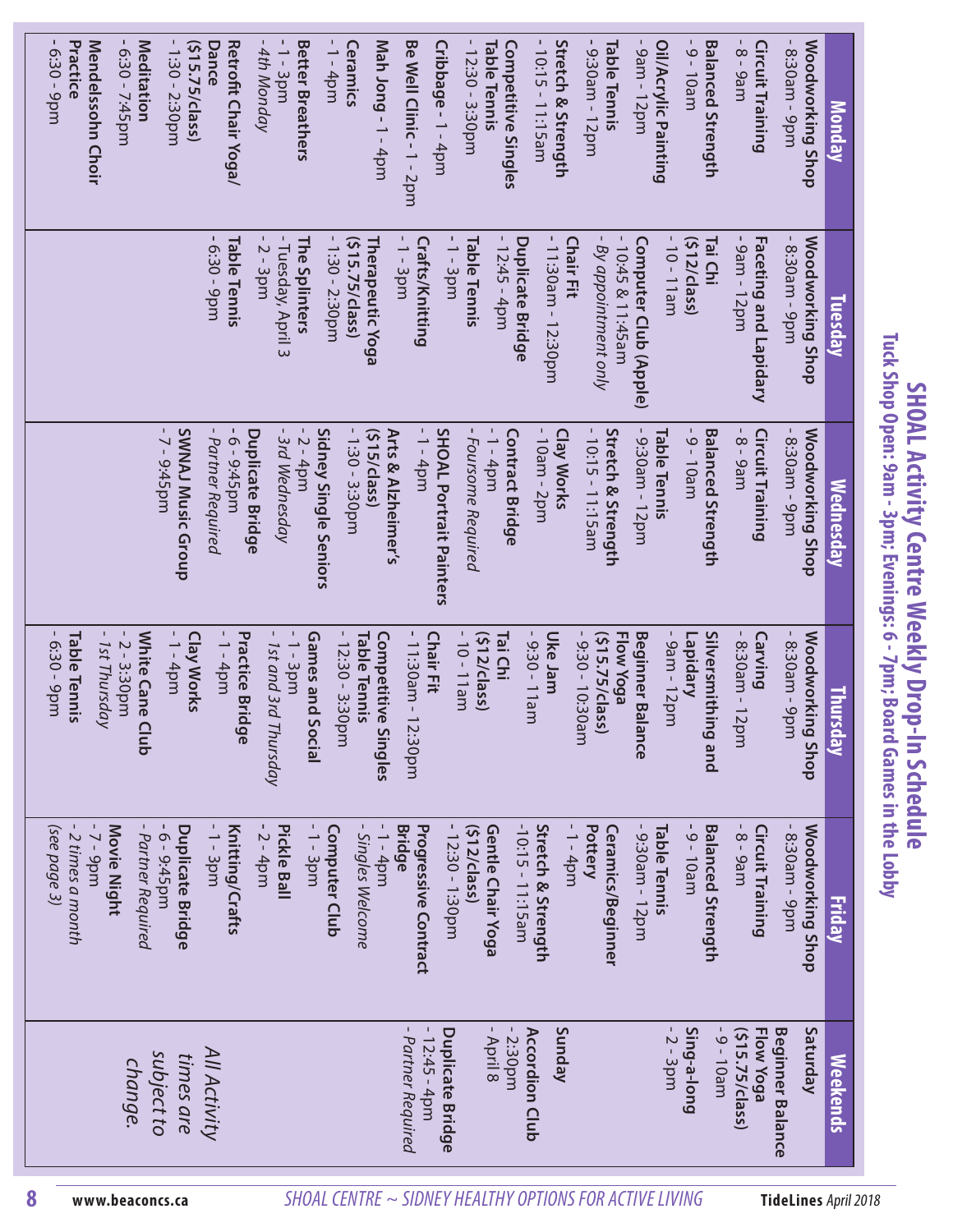# SHOAL Activity Centre Weekly Drop-In Schedule

**Tuck Shop Open: 9am - 3pm; Evenings: 6 - 7pm; Board Games in the Lobby**

| Monday | Tuesday | Wednesday | Thursday | Friday | Weekends |
|---|---|---|---|---|---|
| **Woodworking Shop** - 8:30am - 9pm<br>**Circuit Training** - 8 - 9am<br>**Balanced Strength** - 9 - 10am<br>**Oil/Acrylic Painting** - 9am - 12pm<br>**Table Tennis** - 9:30am - 12pm<br>**Stretch & Strength** - 10:15 - 11:15am<br>**Competitive Singles Table Tennis** - 12:30 - 3:30pm<br>**Cribbage** - 1 - 4pm<br>**Be Well Clinic** - 1 - 2pm<br>**Mah Jong** - 1 - 4pm<br>**Ceramics** - 1 - 4pm<br>**Better Breathers** - 1 - 3pm - *4th Monday*<br>**Retrofit Chair Yoga/ Dance ($15.75/class)** - 1:30 - 2:30pm<br>**Meditation** - 6:30 - 7:45pm<br>**Mendelssohn Choir Practice** - 6:30 - 9pm | **Woodworking Shop** - 8:30am - 9pm<br>**Faceting and Lapidary** - 9am - 12pm<br>**Tai Chi ($12/class)** - 10 - 11am<br>**Computer Club (Apple)** - 10:45 & 11:45am - *By appointment only*<br>**Chair Fit** - 11:30am - 12:30pm<br>**Duplicate Bridge** - 12:45 - 4pm<br>**Table Tennis** - 1 - 3pm<br>**Crafts/Knitting** - 1 - 3pm<br>**Therapeutic Yoga ($15.75/class)** - 1:30 - 2:30pm<br>**The Splinters** - Tuesday, April 3 - 2 - 3pm<br>**Table Tennis** - 6:30 - 9pm | **Woodworking Shop** - 8:30am - 9pm<br>**Circuit Training** - 8 - 9am<br>**Balanced Strength** - 9 - 10am<br>**Table Tennis** - 9:30am - 12pm<br>**Stretch & Strength** - 10:15 - 11:15am<br>**Clay Works** - 10am - 2pm<br>**Contract Bridge** - 1 - 4pm - *Foursome Required*<br>**SHOAL Portrait Painters** - 1 - 4pm<br>**Arts & Alzheimer's ($15/class)** - 1:30 - 3:30pm<br>**Sidney Single Seniors** - 2 - 4pm - *3rd Wednesday*<br>**Duplicate Bridge** - 6 - 9:45pm - *Partner Required*<br>**SWNAJ Music Group** - 7 - 9:45pm | **Woodworking Shop** - 8:30am - 9pm<br>**Carving** - 8:30am - 12pm<br>**Silversmithing and Lapidary** - 9am - 12pm<br>**Beginner Balance Flow Yoga ($15.75/class)** - 9:30 - 10:30am<br>**Uke Jam** - 9:30 - 11am<br>**Tai Chi ($12/class)** - 10 - 11am<br>**Chair Fit** - 11:30am - 12:30pm<br>**Competitive Singles Table Tennis** - 12:30 - 3:30pm<br>**Games and Social** - 1 - 3pm - *1st and 3rd Thursday*<br>**Practice Bridge** - 1 - 4pm<br>**Clay Works** - 1 - 4pm<br>**White Cane Club** - 2 - 3:30pm - *1st Thursday*<br>**Table Tennis** - 6:30 - 9pm | **Woodworking Shop** - 8:30am - 9pm<br>**Circuit Training** - 8 - 9am<br>**Balanced Strength** - 9 - 10am<br>**Table Tennis** - 9:30am - 12pm<br>**Ceramics/Beginner Pottery** - 1 - 4pm<br>**Stretch & Strength** - 10:15 - 11:15am<br>**Gentle Chair Yoga ($12/class)** - 12:30 - 1:30pm<br>**Progressive Contract Bridge** - 1 - 4pm - *Singles Welcome*<br>**Computer Club** - 1 - 3pm<br>**Pickle Ball** - 2 - 4pm<br>**Knitting/Crafts** - 1 - 3pm<br>**Duplicate Bridge** - 6 - 9:45pm - *Partner Required*<br>**Movie Night** - 7 - 9pm - *2 times a month (see page 3)* | **Saturday**<br>**Beginner Balance Flow Yoga ($15.75/class)** - 9 - 10am<br>**Sing-a-long** - 2 - 3pm<br><br>**Sunday**<br>**Accordion Club** - 2:30pm - April 8<br>**Duplicate Bridge** - 12:45 - 4pm - *Partner Required*<br><br>*All Activity times are subject to change.* |

SHOAL CENTRE ~ SIDNEY HEALTHY OPTIONS FOR ACTIVE LIVING